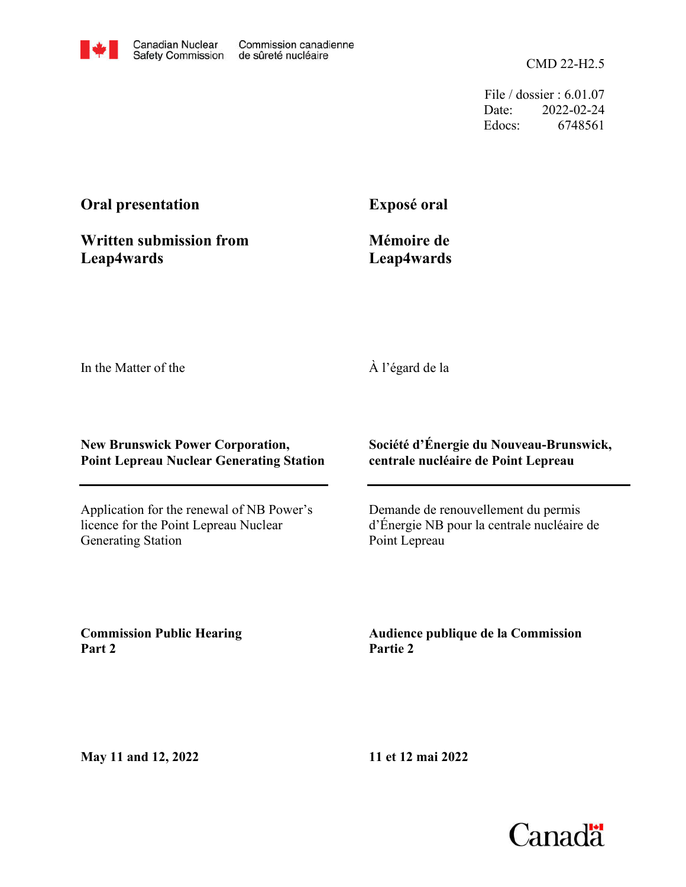Canadian Nuclear Safety Commission | Commission canadienne de sûreté nucléaire

CMD 22-H2.5

File / dossier : 6.01.07
Date: 2022-02-24
Edocs: 6748561

**Oral presentation**

**Written submission from Leap4wards**

**Exposé oral**

**Mémoire de Leap4wards**

In the Matter of the

À l'égard de la

**New Brunswick Power Corporation, Point Lepreau Nuclear Generating Station**

**Société d'Énergie du Nouveau-Brunswick, centrale nucléaire de Point Lepreau**

Application for the renewal of NB Power's licence for the Point Lepreau Nuclear Generating Station

Demande de renouvellement du permis d'Énergie NB pour la centrale nucléaire de Point Lepreau

**Commission Public Hearing Part 2**

**Audience publique de la Commission Partie 2**

**May 11 and 12, 2022**

**11 et 12 mai 2022**

Canada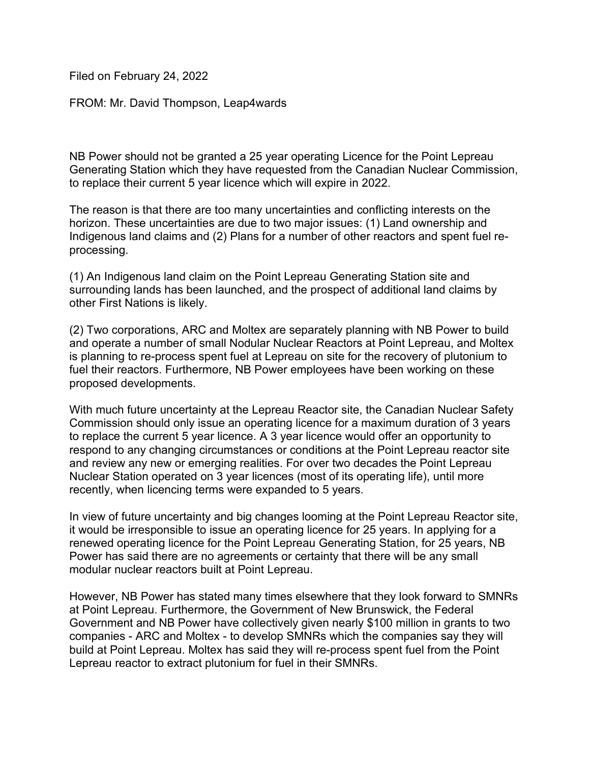Filed on February 24, 2022

FROM: Mr. David Thompson, Leap4wards

NB Power should not be granted a 25 year operating Licence for the Point Lepreau Generating Station which they have requested from the Canadian Nuclear Commission, to replace their current 5 year licence which will expire in 2022.

The reason is that there are too many uncertainties and conflicting interests on the horizon. These uncertainties are due to two major issues: (1) Land ownership and Indigenous land claims and (2) Plans for a number of other reactors and spent fuel re-processing.

(1) An Indigenous land claim on the Point Lepreau Generating Station site and surrounding lands has been launched, and the prospect of additional land claims by other First Nations is likely.

(2) Two corporations, ARC and Moltex are separately planning with NB Power to build and operate a number of small Nodular Nuclear Reactors at Point Lepreau, and Moltex is planning to re-process spent fuel at Lepreau on site for the recovery of plutonium to fuel their reactors. Furthermore, NB Power employees have been working on these proposed developments.

With much future uncertainty at the Lepreau Reactor site, the Canadian Nuclear Safety Commission should only issue an operating licence for a maximum duration of 3 years to replace the current 5 year licence. A 3 year licence would offer an opportunity to respond to any changing circumstances or conditions at the Point Lepreau reactor site and review any new or emerging realities. For over two decades the Point Lepreau Nuclear Station operated on 3 year licences (most of its operating life), until more recently, when licencing terms were expanded to 5 years.

In view of future uncertainty and big changes looming at the Point Lepreau Reactor site, it would be irresponsible to issue an operating licence for 25 years. In applying for a renewed operating licence for the Point Lepreau Generating Station, for 25 years, NB Power has said there are no agreements or certainty that there will be any small modular nuclear reactors built at Point Lepreau.

However, NB Power has stated many times elsewhere that they look forward to SMNRs at Point Lepreau. Furthermore, the Government of New Brunswick, the Federal Government and NB Power have collectively given nearly $100 million in grants to two companies - ARC and Moltex - to develop SMNRs which the companies say they will build at Point Lepreau. Moltex has said they will re-process spent fuel from the Point Lepreau reactor to extract plutonium for fuel in their SMNRs.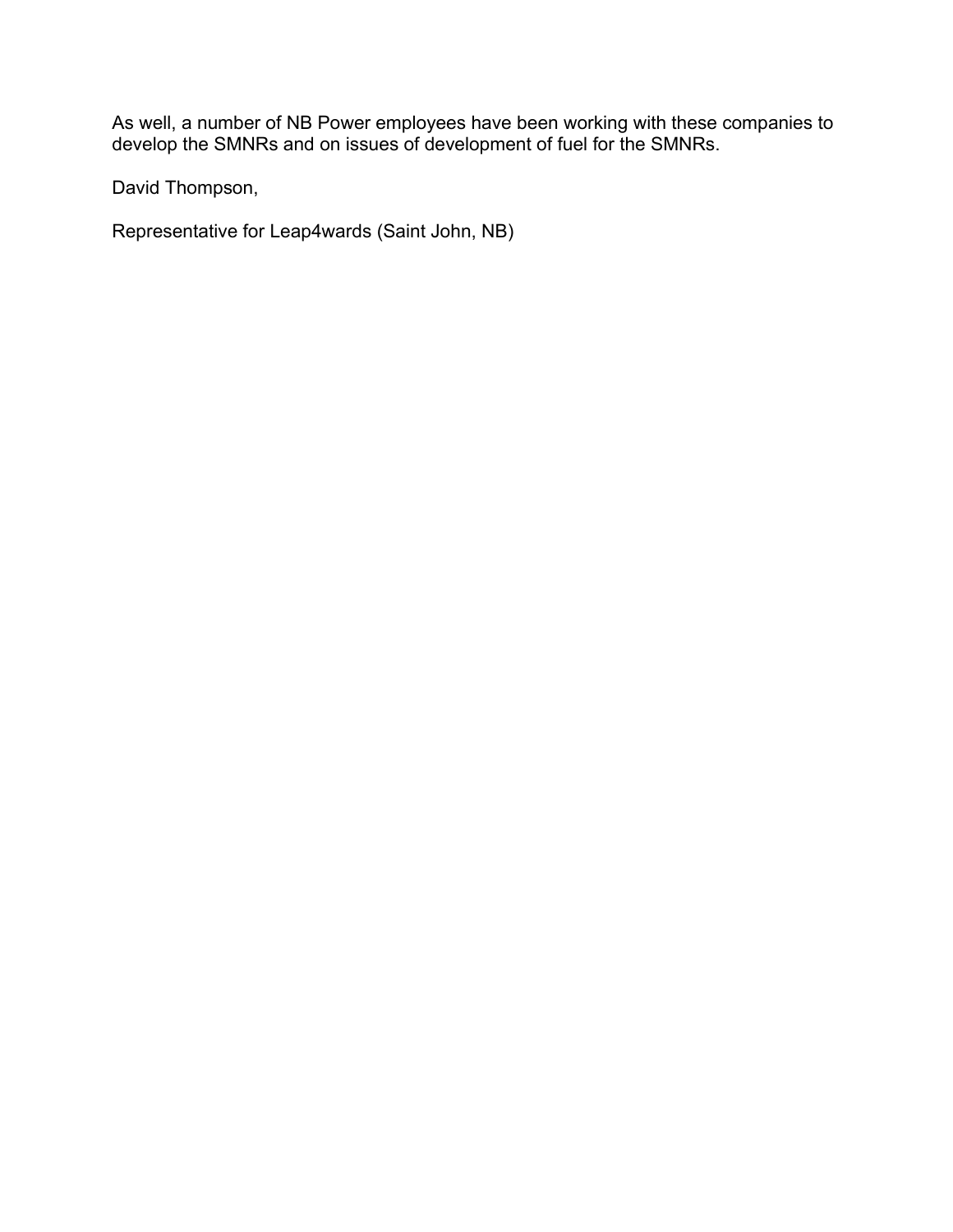As well, a number of NB Power employees have been working with these companies to develop the SMNRs and on issues of development of fuel for the SMNRs.

David Thompson,

Representative for Leap4wards (Saint John, NB)